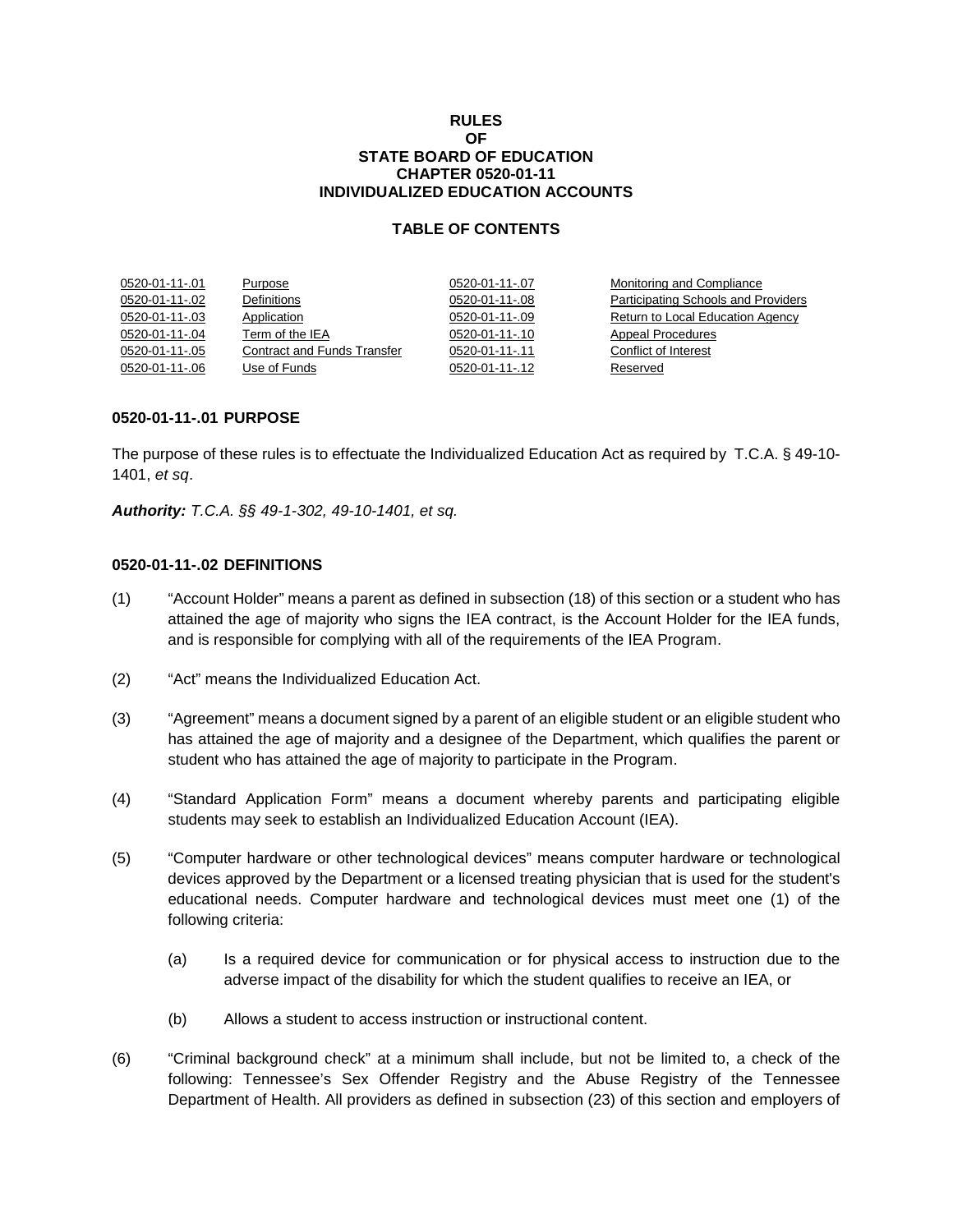# RULES
# OF
# STATE BOARD OF EDUCATION
# CHAPTER 0520-01-11
# INDIVIDUALIZED EDUCATION ACCOUNTS

## TABLE OF CONTENTS

| | | | |
|---|---|---|---|
| 0520-01-11-.01 | Purpose | 0520-01-11-.07 | Monitoring and Compliance |
| 0520-01-11-.02 | Definitions | 0520-01-11-.08 | Participating Schools and Providers |
| 0520-01-11-.03 | Application | 0520-01-11-.09 | Return to Local Education Agency |
| 0520-01-11-.04 | Term of the IEA | 0520-01-11-.10 | Appeal Procedures |
| 0520-01-11-.05 | Contract and Funds Transfer | 0520-01-11-.11 | Conflict of Interest |
| 0520-01-11-.06 | Use of Funds | 0520-01-11-.12 | Reserved |

### 0520-01-11-.01 PURPOSE

The purpose of these rules is to effectuate the Individualized Education Act as required by T.C.A. § 49-10-1401, *et sq*.

***Authority:*** *T.C.A. §§ 49-1-302, 49-10-1401, et sq.*

### 0520-01-11-.02 DEFINITIONS

(1) "Account Holder" means a parent as defined in subsection (18) of this section or a student who has attained the age of majority who signs the IEA contract, is the Account Holder for the IEA funds, and is responsible for complying with all of the requirements of the IEA Program.

(2) "Act" means the Individualized Education Act.

(3) "Agreement" means a document signed by a parent of an eligible student or an eligible student who has attained the age of majority and a designee of the Department, which qualifies the parent or student who has attained the age of majority to participate in the Program.

(4) "Standard Application Form" means a document whereby parents and participating eligible students may seek to establish an Individualized Education Account (IEA).

(5) "Computer hardware or other technological devices" means computer hardware or technological devices approved by the Department or a licensed treating physician that is used for the student's educational needs. Computer hardware and technological devices must meet one (1) of the following criteria:

(a) Is a required device for communication or for physical access to instruction due to the adverse impact of the disability for which the student qualifies to receive an IEA, or

(b) Allows a student to access instruction or instructional content.

(6) "Criminal background check" at a minimum shall include, but not be limited to, a check of the following: Tennessee's Sex Offender Registry and the Abuse Registry of the Tennessee Department of Health. All providers as defined in subsection (23) of this section and employers of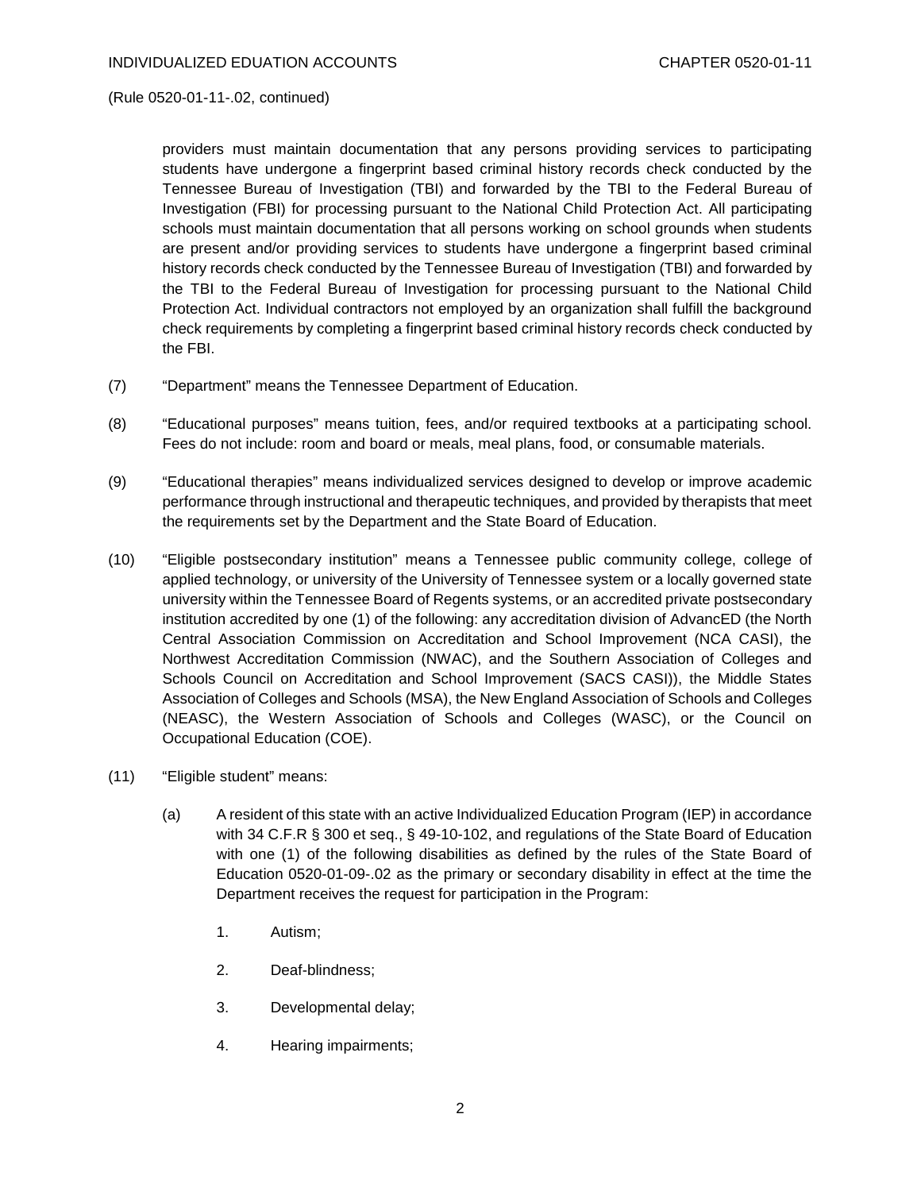(Rule 0520-01-11-.02, continued)

providers must maintain documentation that any persons providing services to participating students have undergone a fingerprint based criminal history records check conducted by the Tennessee Bureau of Investigation (TBI) and forwarded by the TBI to the Federal Bureau of Investigation (FBI) for processing pursuant to the National Child Protection Act. All participating schools must maintain documentation that all persons working on school grounds when students are present and/or providing services to students have undergone a fingerprint based criminal history records check conducted by the Tennessee Bureau of Investigation (TBI) and forwarded by the TBI to the Federal Bureau of Investigation for processing pursuant to the National Child Protection Act. Individual contractors not employed by an organization shall fulfill the background check requirements by completing a fingerprint based criminal history records check conducted by the FBI.

(7) "Department" means the Tennessee Department of Education.

(8) "Educational purposes" means tuition, fees, and/or required textbooks at a participating school. Fees do not include: room and board or meals, meal plans, food, or consumable materials.

(9) "Educational therapies" means individualized services designed to develop or improve academic performance through instructional and therapeutic techniques, and provided by therapists that meet the requirements set by the Department and the State Board of Education.

(10) "Eligible postsecondary institution" means a Tennessee public community college, college of applied technology, or university of the University of Tennessee system or a locally governed state university within the Tennessee Board of Regents systems, or an accredited private postsecondary institution accredited by one (1) of the following: any accreditation division of AdvancED (the North Central Association Commission on Accreditation and School Improvement (NCA CASI), the Northwest Accreditation Commission (NWAC), and the Southern Association of Colleges and Schools Council on Accreditation and School Improvement (SACS CASI)), the Middle States Association of Colleges and Schools (MSA), the New England Association of Schools and Colleges (NEASC), the Western Association of Schools and Colleges (WASC), or the Council on Occupational Education (COE).

(11) "Eligible student" means:

(a) A resident of this state with an active Individualized Education Program (IEP) in accordance with 34 C.F.R § 300 et seq., § 49-10-102, and regulations of the State Board of Education with one (1) of the following disabilities as defined by the rules of the State Board of Education 0520-01-09-.02 as the primary or secondary disability in effect at the time the Department receives the request for participation in the Program:

1. Autism;

2. Deaf-blindness;

3. Developmental delay;

4. Hearing impairments;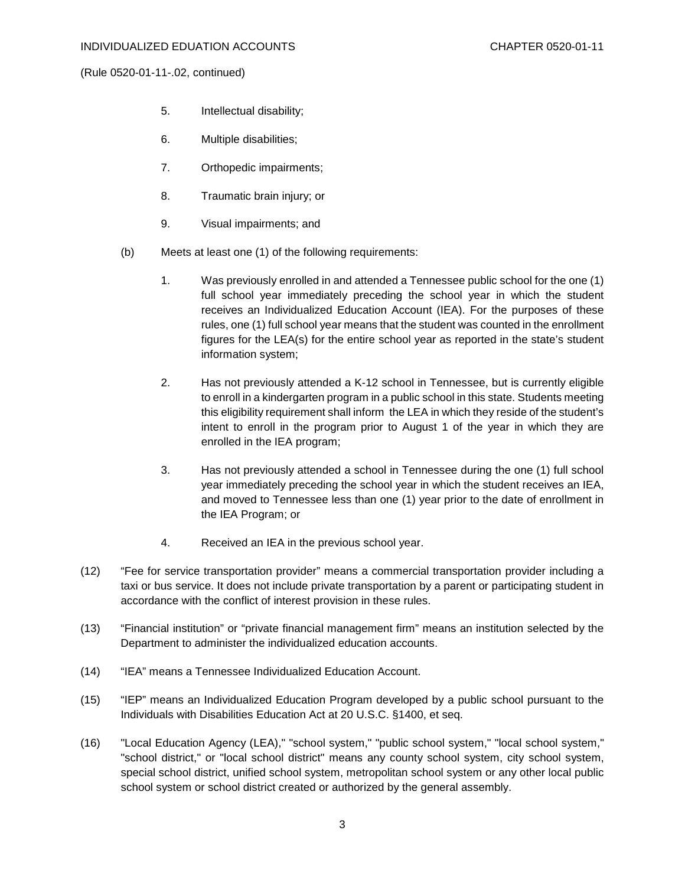(Rule 0520-01-11-.02, continued)

5. Intellectual disability;

6. Multiple disabilities;

7. Orthopedic impairments;

8. Traumatic brain injury; or

9. Visual impairments; and

(b) Meets at least one (1) of the following requirements:

1. Was previously enrolled in and attended a Tennessee public school for the one (1) full school year immediately preceding the school year in which the student receives an Individualized Education Account (IEA). For the purposes of these rules, one (1) full school year means that the student was counted in the enrollment figures for the LEA(s) for the entire school year as reported in the state's student information system;

2. Has not previously attended a K-12 school in Tennessee, but is currently eligible to enroll in a kindergarten program in a public school in this state. Students meeting this eligibility requirement shall inform the LEA in which they reside of the student's intent to enroll in the program prior to August 1 of the year in which they are enrolled in the IEA program;

3. Has not previously attended a school in Tennessee during the one (1) full school year immediately preceding the school year in which the student receives an IEA, and moved to Tennessee less than one (1) year prior to the date of enrollment in the IEA Program; or

4. Received an IEA in the previous school year.

(12) "Fee for service transportation provider" means a commercial transportation provider including a taxi or bus service. It does not include private transportation by a parent or participating student in accordance with the conflict of interest provision in these rules.

(13) "Financial institution" or "private financial management firm" means an institution selected by the Department to administer the individualized education accounts.

(14) "IEA" means a Tennessee Individualized Education Account.

(15) "IEP" means an Individualized Education Program developed by a public school pursuant to the Individuals with Disabilities Education Act at 20 U.S.C. §1400, et seq.

(16) "Local Education Agency (LEA)," "school system," "public school system," "local school system," "school district," or "local school district" means any county school system, city school system, special school district, unified school system, metropolitan school system or any other local public school system or school district created or authorized by the general assembly.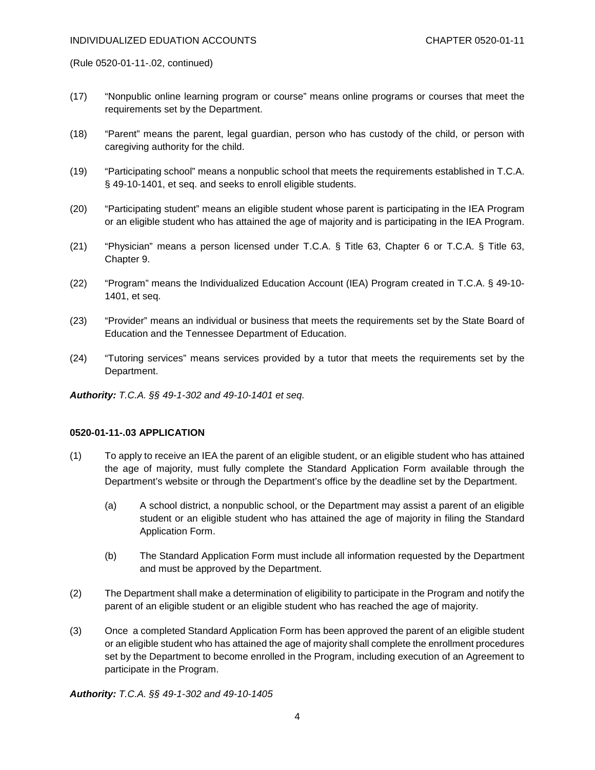(Rule 0520-01-11-.02, continued)

(17) "Nonpublic online learning program or course" means online programs or courses that meet the requirements set by the Department.

(18) "Parent" means the parent, legal guardian, person who has custody of the child, or person with caregiving authority for the child.

(19) "Participating school" means a nonpublic school that meets the requirements established in T.C.A. § 49-10-1401, et seq. and seeks to enroll eligible students.

(20) "Participating student" means an eligible student whose parent is participating in the IEA Program or an eligible student who has attained the age of majority and is participating in the IEA Program.

(21) "Physician" means a person licensed under T.C.A. § Title 63, Chapter 6 or T.C.A. § Title 63, Chapter 9.

(22) "Program" means the Individualized Education Account (IEA) Program created in T.C.A. § 49-10-1401, et seq.

(23) "Provider" means an individual or business that meets the requirements set by the State Board of Education and the Tennessee Department of Education.

(24) "Tutoring services" means services provided by a tutor that meets the requirements set by the Department.

***Authority:*** *T.C.A. §§ 49-1-302 and 49-10-1401 et seq.*

**0520-01-11-.03 APPLICATION**

(1) To apply to receive an IEA the parent of an eligible student, or an eligible student who has attained the age of majority, must fully complete the Standard Application Form available through the Department's website or through the Department's office by the deadline set by the Department.

   (a) A school district, a nonpublic school, or the Department may assist a parent of an eligible student or an eligible student who has attained the age of majority in filing the Standard Application Form.

   (b) The Standard Application Form must include all information requested by the Department and must be approved by the Department.

(2) The Department shall make a determination of eligibility to participate in the Program and notify the parent of an eligible student or an eligible student who has reached the age of majority.

(3) Once a completed Standard Application Form has been approved the parent of an eligible student or an eligible student who has attained the age of majority shall complete the enrollment procedures set by the Department to become enrolled in the Program, including execution of an Agreement to participate in the Program.

***Authority:*** *T.C.A. §§ 49-1-302 and 49-10-1405*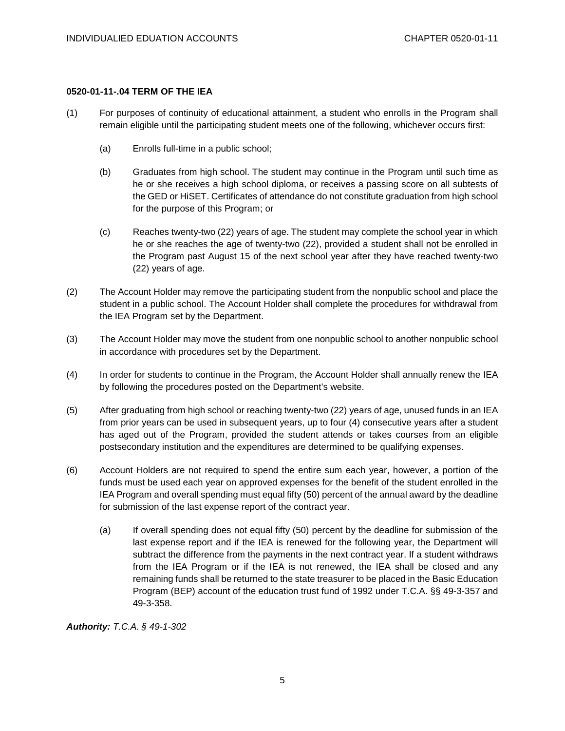**0520-01-11-.04 TERM OF THE IEA**

(1) For purposes of continuity of educational attainment, a student who enrolls in the Program shall remain eligible until the participating student meets one of the following, whichever occurs first:

(a) Enrolls full-time in a public school;

(b) Graduates from high school. The student may continue in the Program until such time as he or she receives a high school diploma, or receives a passing score on all subtests of the GED or HiSET. Certificates of attendance do not constitute graduation from high school for the purpose of this Program; or

(c) Reaches twenty-two (22) years of age. The student may complete the school year in which he or she reaches the age of twenty-two (22), provided a student shall not be enrolled in the Program past August 15 of the next school year after they have reached twenty-two (22) years of age.

(2) The Account Holder may remove the participating student from the nonpublic school and place the student in a public school. The Account Holder shall complete the procedures for withdrawal from the IEA Program set by the Department.

(3) The Account Holder may move the student from one nonpublic school to another nonpublic school in accordance with procedures set by the Department.

(4) In order for students to continue in the Program, the Account Holder shall annually renew the IEA by following the procedures posted on the Department's website.

(5) After graduating from high school or reaching twenty-two (22) years of age, unused funds in an IEA from prior years can be used in subsequent years, up to four (4) consecutive years after a student has aged out of the Program, provided the student attends or takes courses from an eligible postsecondary institution and the expenditures are determined to be qualifying expenses.

(6) Account Holders are not required to spend the entire sum each year, however, a portion of the funds must be used each year on approved expenses for the benefit of the student enrolled in the IEA Program and overall spending must equal fifty (50) percent of the annual award by the deadline for submission of the last expense report of the contract year.

(a) If overall spending does not equal fifty (50) percent by the deadline for submission of the last expense report and if the IEA is renewed for the following year, the Department will subtract the difference from the payments in the next contract year. If a student withdraws from the IEA Program or if the IEA is not renewed, the IEA shall be closed and any remaining funds shall be returned to the state treasurer to be placed in the Basic Education Program (BEP) account of the education trust fund of 1992 under T.C.A. §§ 49-3-357 and 49-3-358.

***Authority:*** *T.C.A. § 49-1-302*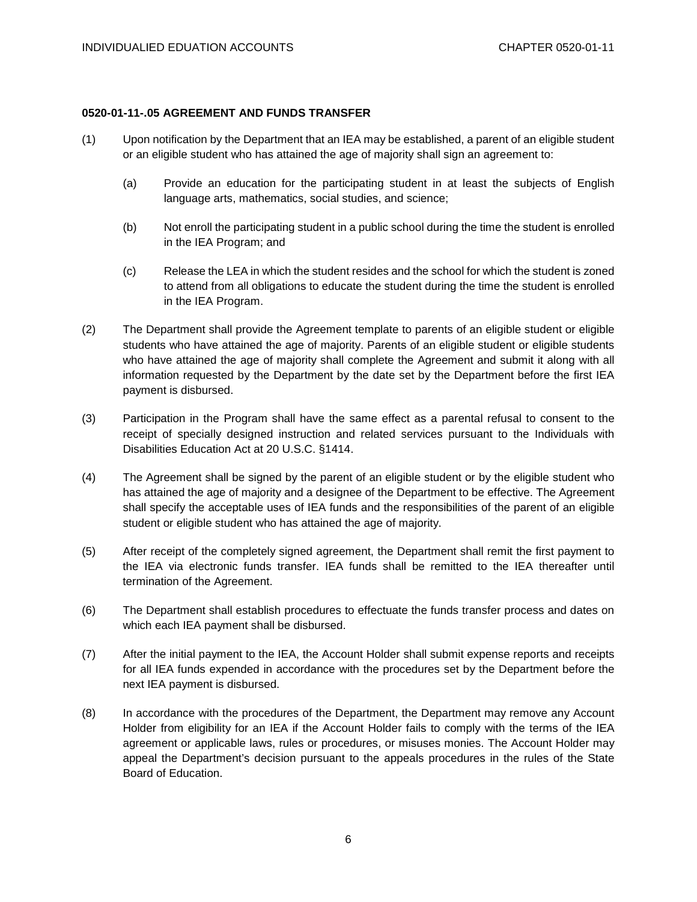**0520-01-11-.05 AGREEMENT AND FUNDS TRANSFER**

(1) Upon notification by the Department that an IEA may be established, a parent of an eligible student or an eligible student who has attained the age of majority shall sign an agreement to:

(a) Provide an education for the participating student in at least the subjects of English language arts, mathematics, social studies, and science;

(b) Not enroll the participating student in a public school during the time the student is enrolled in the IEA Program; and

(c) Release the LEA in which the student resides and the school for which the student is zoned to attend from all obligations to educate the student during the time the student is enrolled in the IEA Program.

(2) The Department shall provide the Agreement template to parents of an eligible student or eligible students who have attained the age of majority. Parents of an eligible student or eligible students who have attained the age of majority shall complete the Agreement and submit it along with all information requested by the Department by the date set by the Department before the first IEA payment is disbursed.

(3) Participation in the Program shall have the same effect as a parental refusal to consent to the receipt of specially designed instruction and related services pursuant to the Individuals with Disabilities Education Act at 20 U.S.C. §1414.

(4) The Agreement shall be signed by the parent of an eligible student or by the eligible student who has attained the age of majority and a designee of the Department to be effective. The Agreement shall specify the acceptable uses of IEA funds and the responsibilities of the parent of an eligible student or eligible student who has attained the age of majority.

(5) After receipt of the completely signed agreement, the Department shall remit the first payment to the IEA via electronic funds transfer. IEA funds shall be remitted to the IEA thereafter until termination of the Agreement.

(6) The Department shall establish procedures to effectuate the funds transfer process and dates on which each IEA payment shall be disbursed.

(7) After the initial payment to the IEA, the Account Holder shall submit expense reports and receipts for all IEA funds expended in accordance with the procedures set by the Department before the next IEA payment is disbursed.

(8) In accordance with the procedures of the Department, the Department may remove any Account Holder from eligibility for an IEA if the Account Holder fails to comply with the terms of the IEA agreement or applicable laws, rules or procedures, or misuses monies. The Account Holder may appeal the Department's decision pursuant to the appeals procedures in the rules of the State Board of Education.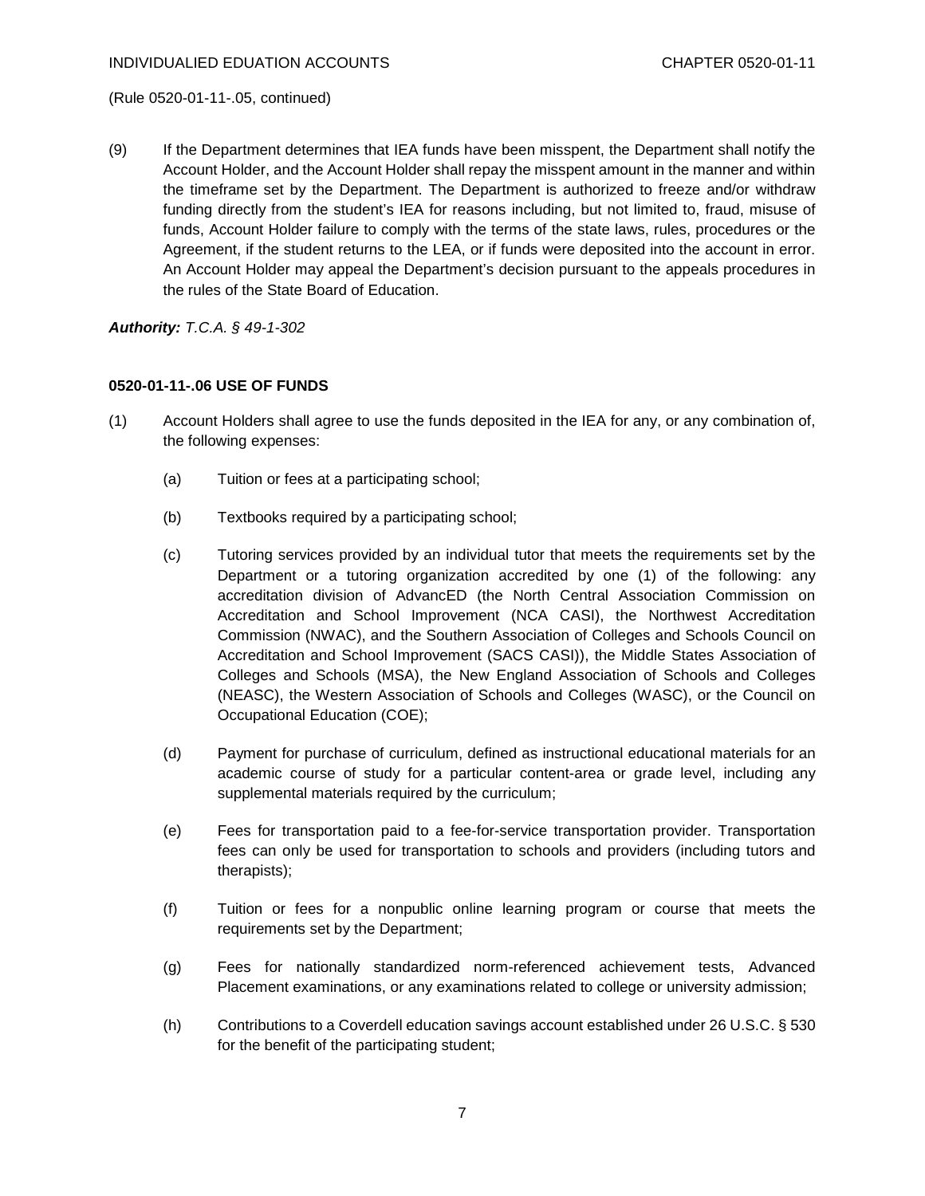(Rule 0520-01-11-.05, continued)

(9) If the Department determines that IEA funds have been misspent, the Department shall notify the Account Holder, and the Account Holder shall repay the misspent amount in the manner and within the timeframe set by the Department. The Department is authorized to freeze and/or withdraw funding directly from the student's IEA for reasons including, but not limited to, fraud, misuse of funds, Account Holder failure to comply with the terms of the state laws, rules, procedures or the Agreement, if the student returns to the LEA, or if funds were deposited into the account in error. An Account Holder may appeal the Department's decision pursuant to the appeals procedures in the rules of the State Board of Education.

***Authority:*** *T.C.A. § 49-1-302*

**0520-01-11-.06 USE OF FUNDS**

(1) Account Holders shall agree to use the funds deposited in the IEA for any, or any combination of, the following expenses:

(a) Tuition or fees at a participating school;

(b) Textbooks required by a participating school;

(c) Tutoring services provided by an individual tutor that meets the requirements set by the Department or a tutoring organization accredited by one (1) of the following: any accreditation division of AdvancED (the North Central Association Commission on Accreditation and School Improvement (NCA CASI), the Northwest Accreditation Commission (NWAC), and the Southern Association of Colleges and Schools Council on Accreditation and School Improvement (SACS CASI)), the Middle States Association of Colleges and Schools (MSA), the New England Association of Schools and Colleges (NEASC), the Western Association of Schools and Colleges (WASC), or the Council on Occupational Education (COE);

(d) Payment for purchase of curriculum, defined as instructional educational materials for an academic course of study for a particular content-area or grade level, including any supplemental materials required by the curriculum;

(e) Fees for transportation paid to a fee-for-service transportation provider. Transportation fees can only be used for transportation to schools and providers (including tutors and therapists);

(f) Tuition or fees for a nonpublic online learning program or course that meets the requirements set by the Department;

(g) Fees for nationally standardized norm-referenced achievement tests, Advanced Placement examinations, or any examinations related to college or university admission;

(h) Contributions to a Coverdell education savings account established under 26 U.S.C. § 530 for the benefit of the participating student;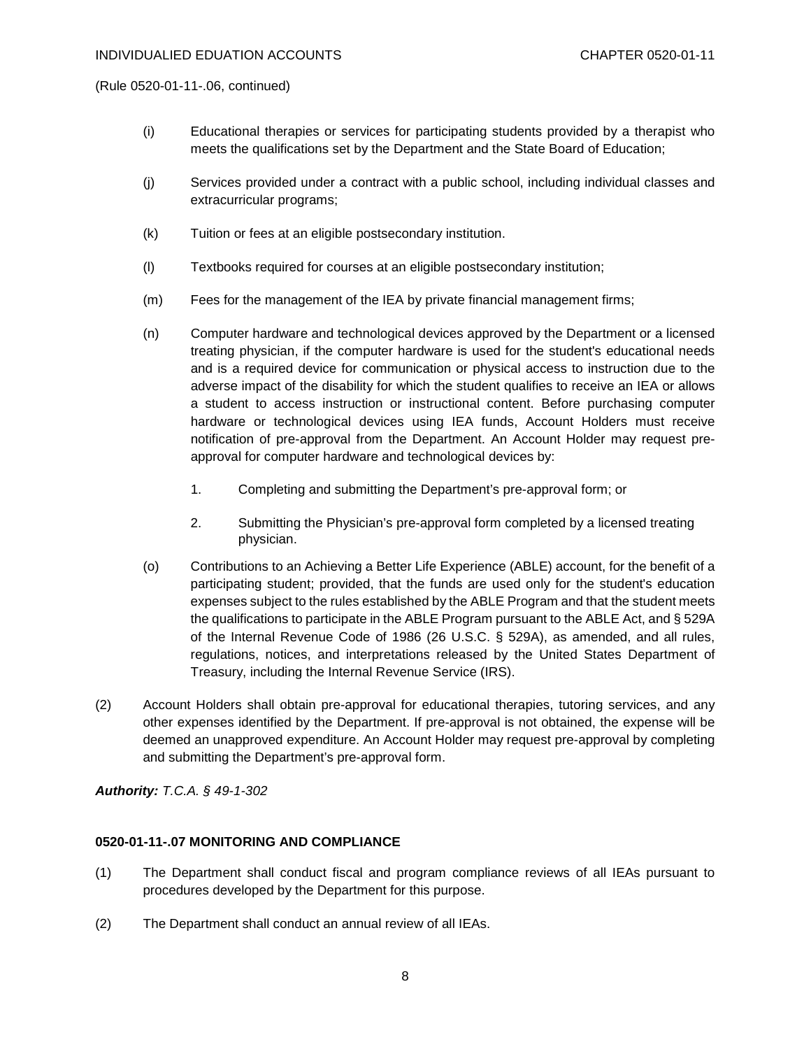(Rule 0520-01-11-.06, continued)

(i) Educational therapies or services for participating students provided by a therapist who meets the qualifications set by the Department and the State Board of Education;

(j) Services provided under a contract with a public school, including individual classes and extracurricular programs;

(k) Tuition or fees at an eligible postsecondary institution.

(l) Textbooks required for courses at an eligible postsecondary institution;

(m) Fees for the management of the IEA by private financial management firms;

(n) Computer hardware and technological devices approved by the Department or a licensed treating physician, if the computer hardware is used for the student's educational needs and is a required device for communication or physical access to instruction due to the adverse impact of the disability for which the student qualifies to receive an IEA or allows a student to access instruction or instructional content. Before purchasing computer hardware or technological devices using IEA funds, Account Holders must receive notification of pre-approval from the Department. An Account Holder may request pre-approval for computer hardware and technological devices by:

1. Completing and submitting the Department's pre-approval form; or

2. Submitting the Physician's pre-approval form completed by a licensed treating physician.

(o) Contributions to an Achieving a Better Life Experience (ABLE) account, for the benefit of a participating student; provided, that the funds are used only for the student's education expenses subject to the rules established by the ABLE Program and that the student meets the qualifications to participate in the ABLE Program pursuant to the ABLE Act, and § 529A of the Internal Revenue Code of 1986 (26 U.S.C. § 529A), as amended, and all rules, regulations, notices, and interpretations released by the United States Department of Treasury, including the Internal Revenue Service (IRS).

(2) Account Holders shall obtain pre-approval for educational therapies, tutoring services, and any other expenses identified by the Department. If pre-approval is not obtained, the expense will be deemed an unapproved expenditure. An Account Holder may request pre-approval by completing and submitting the Department's pre-approval form.

***Authority:*** *T.C.A. § 49-1-302*

**0520-01-11-.07 MONITORING AND COMPLIANCE**

(1) The Department shall conduct fiscal and program compliance reviews of all IEAs pursuant to procedures developed by the Department for this purpose.

(2) The Department shall conduct an annual review of all IEAs.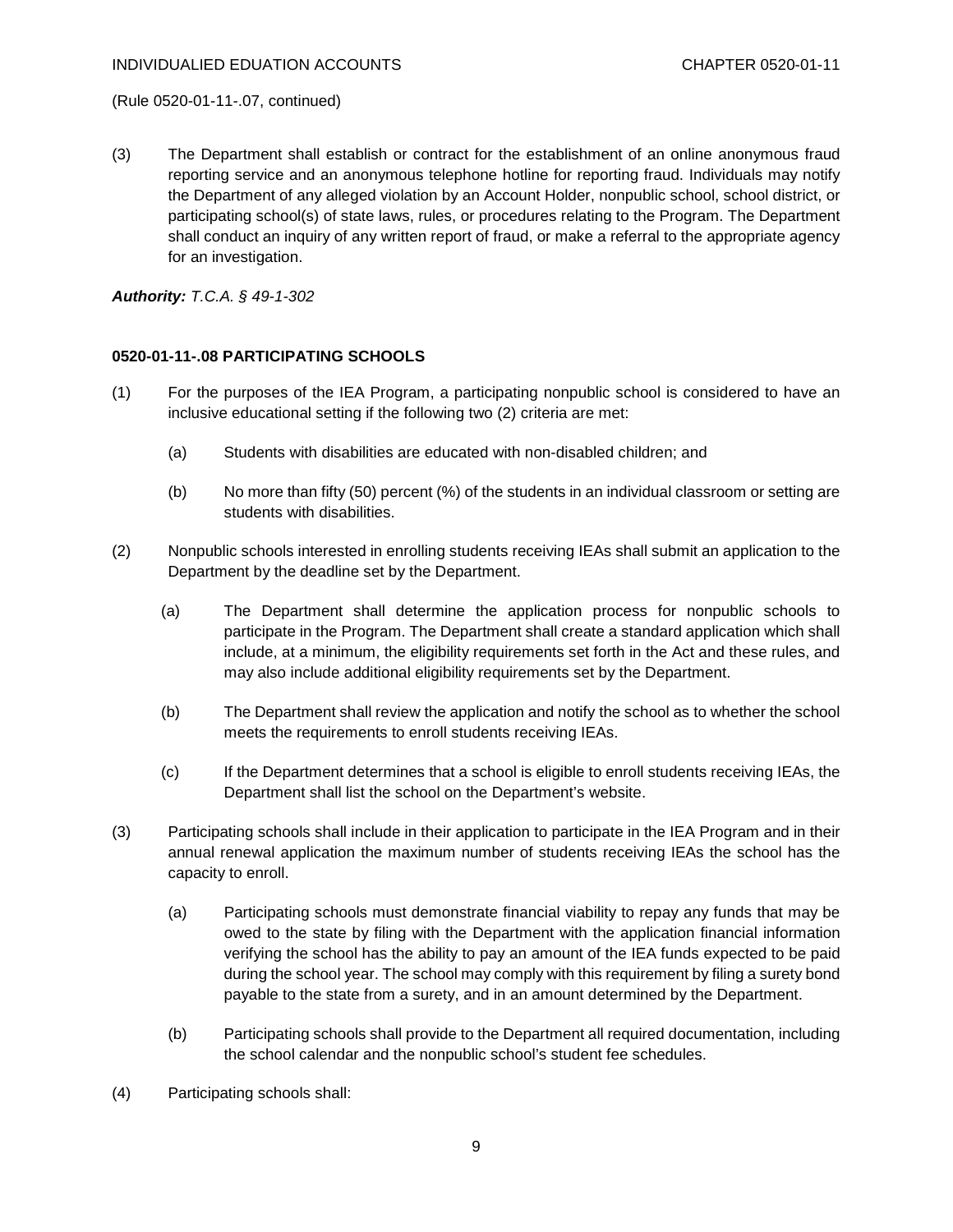(Rule 0520-01-11-.07, continued)

(3) The Department shall establish or contract for the establishment of an online anonymous fraud reporting service and an anonymous telephone hotline for reporting fraud. Individuals may notify the Department of any alleged violation by an Account Holder, nonpublic school, school district, or participating school(s) of state laws, rules, or procedures relating to the Program. The Department shall conduct an inquiry of any written report of fraud, or make a referral to the appropriate agency for an investigation.

***Authority:*** *T.C.A. § 49-1-302*

**0520-01-11-.08 PARTICIPATING SCHOOLS**

(1) For the purposes of the IEA Program, a participating nonpublic school is considered to have an inclusive educational setting if the following two (2) criteria are met:

  (a) Students with disabilities are educated with non-disabled children; and

  (b) No more than fifty (50) percent (%) of the students in an individual classroom or setting are students with disabilities.

(2) Nonpublic schools interested in enrolling students receiving IEAs shall submit an application to the Department by the deadline set by the Department.

  (a) The Department shall determine the application process for nonpublic schools to participate in the Program. The Department shall create a standard application which shall include, at a minimum, the eligibility requirements set forth in the Act and these rules, and may also include additional eligibility requirements set by the Department.

  (b) The Department shall review the application and notify the school as to whether the school meets the requirements to enroll students receiving IEAs.

  (c) If the Department determines that a school is eligible to enroll students receiving IEAs, the Department shall list the school on the Department's website.

(3) Participating schools shall include in their application to participate in the IEA Program and in their annual renewal application the maximum number of students receiving IEAs the school has the capacity to enroll.

  (a) Participating schools must demonstrate financial viability to repay any funds that may be owed to the state by filing with the Department with the application financial information verifying the school has the ability to pay an amount of the IEA funds expected to be paid during the school year. The school may comply with this requirement by filing a surety bond payable to the state from a surety, and in an amount determined by the Department.

  (b) Participating schools shall provide to the Department all required documentation, including the school calendar and the nonpublic school's student fee schedules.

(4) Participating schools shall: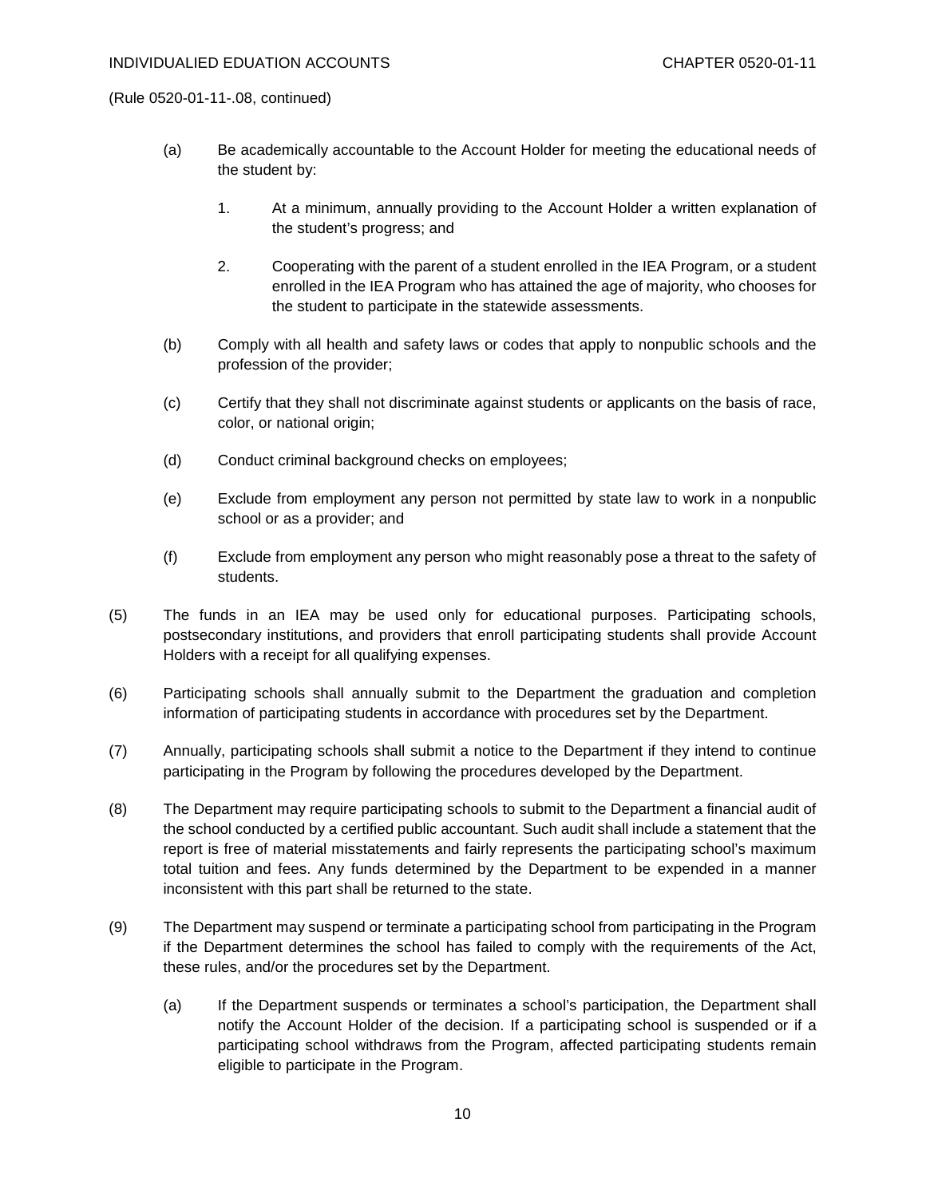(Rule 0520-01-11-.08, continued)

(a) Be academically accountable to the Account Holder for meeting the educational needs of the student by:

1. At a minimum, annually providing to the Account Holder a written explanation of the student's progress; and

2. Cooperating with the parent of a student enrolled in the IEA Program, or a student enrolled in the IEA Program who has attained the age of majority, who chooses for the student to participate in the statewide assessments.

(b) Comply with all health and safety laws or codes that apply to nonpublic schools and the profession of the provider;

(c) Certify that they shall not discriminate against students or applicants on the basis of race, color, or national origin;

(d) Conduct criminal background checks on employees;

(e) Exclude from employment any person not permitted by state law to work in a nonpublic school or as a provider; and

(f) Exclude from employment any person who might reasonably pose a threat to the safety of students.

(5) The funds in an IEA may be used only for educational purposes. Participating schools, postsecondary institutions, and providers that enroll participating students shall provide Account Holders with a receipt for all qualifying expenses.

(6) Participating schools shall annually submit to the Department the graduation and completion information of participating students in accordance with procedures set by the Department.

(7) Annually, participating schools shall submit a notice to the Department if they intend to continue participating in the Program by following the procedures developed by the Department.

(8) The Department may require participating schools to submit to the Department a financial audit of the school conducted by a certified public accountant. Such audit shall include a statement that the report is free of material misstatements and fairly represents the participating school's maximum total tuition and fees. Any funds determined by the Department to be expended in a manner inconsistent with this part shall be returned to the state.

(9) The Department may suspend or terminate a participating school from participating in the Program if the Department determines the school has failed to comply with the requirements of the Act, these rules, and/or the procedures set by the Department.

(a) If the Department suspends or terminates a school's participation, the Department shall notify the Account Holder of the decision. If a participating school is suspended or if a participating school withdraws from the Program, affected participating students remain eligible to participate in the Program.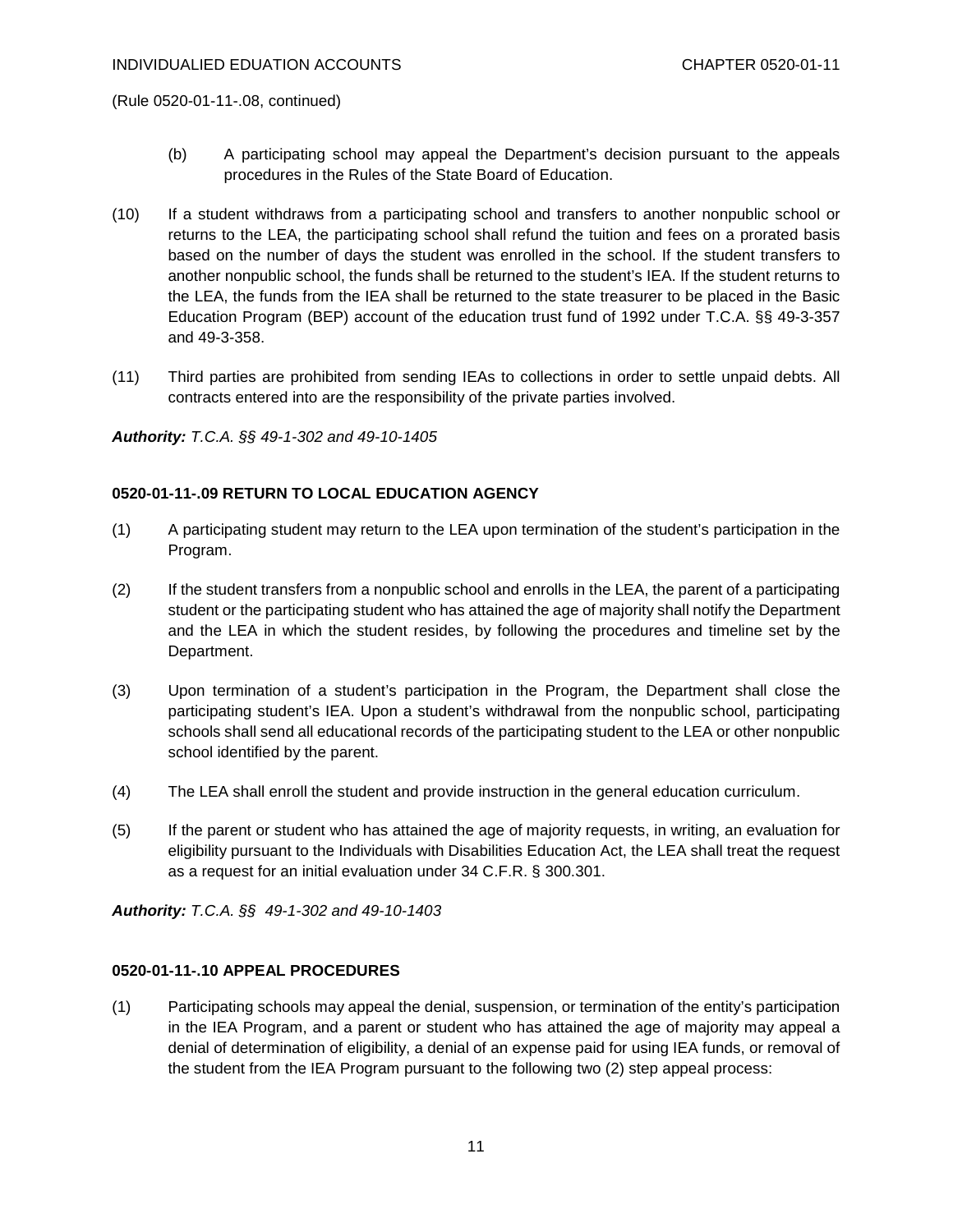(Rule 0520-01-11-.08, continued)

(b) A participating school may appeal the Department's decision pursuant to the appeals procedures in the Rules of the State Board of Education.

(10) If a student withdraws from a participating school and transfers to another nonpublic school or returns to the LEA, the participating school shall refund the tuition and fees on a prorated basis based on the number of days the student was enrolled in the school. If the student transfers to another nonpublic school, the funds shall be returned to the student's IEA. If the student returns to the LEA, the funds from the IEA shall be returned to the state treasurer to be placed in the Basic Education Program (BEP) account of the education trust fund of 1992 under T.C.A. §§ 49-3-357 and 49-3-358.

(11) Third parties are prohibited from sending IEAs to collections in order to settle unpaid debts. All contracts entered into are the responsibility of the private parties involved.

***Authority:*** *T.C.A. §§ 49-1-302 and 49-10-1405*

**0520-01-11-.09 RETURN TO LOCAL EDUCATION AGENCY**

(1) A participating student may return to the LEA upon termination of the student's participation in the Program.

(2) If the student transfers from a nonpublic school and enrolls in the LEA, the parent of a participating student or the participating student who has attained the age of majority shall notify the Department and the LEA in which the student resides, by following the procedures and timeline set by the Department.

(3) Upon termination of a student's participation in the Program, the Department shall close the participating student's IEA. Upon a student's withdrawal from the nonpublic school, participating schools shall send all educational records of the participating student to the LEA or other nonpublic school identified by the parent.

(4) The LEA shall enroll the student and provide instruction in the general education curriculum.

(5) If the parent or student who has attained the age of majority requests, in writing, an evaluation for eligibility pursuant to the Individuals with Disabilities Education Act, the LEA shall treat the request as a request for an initial evaluation under 34 C.F.R. § 300.301.

***Authority:*** *T.C.A. §§ 49-1-302 and 49-10-1403*

**0520-01-11-.10 APPEAL PROCEDURES**

(1) Participating schools may appeal the denial, suspension, or termination of the entity's participation in the IEA Program, and a parent or student who has attained the age of majority may appeal a denial of determination of eligibility, a denial of an expense paid for using IEA funds, or removal of the student from the IEA Program pursuant to the following two (2) step appeal process: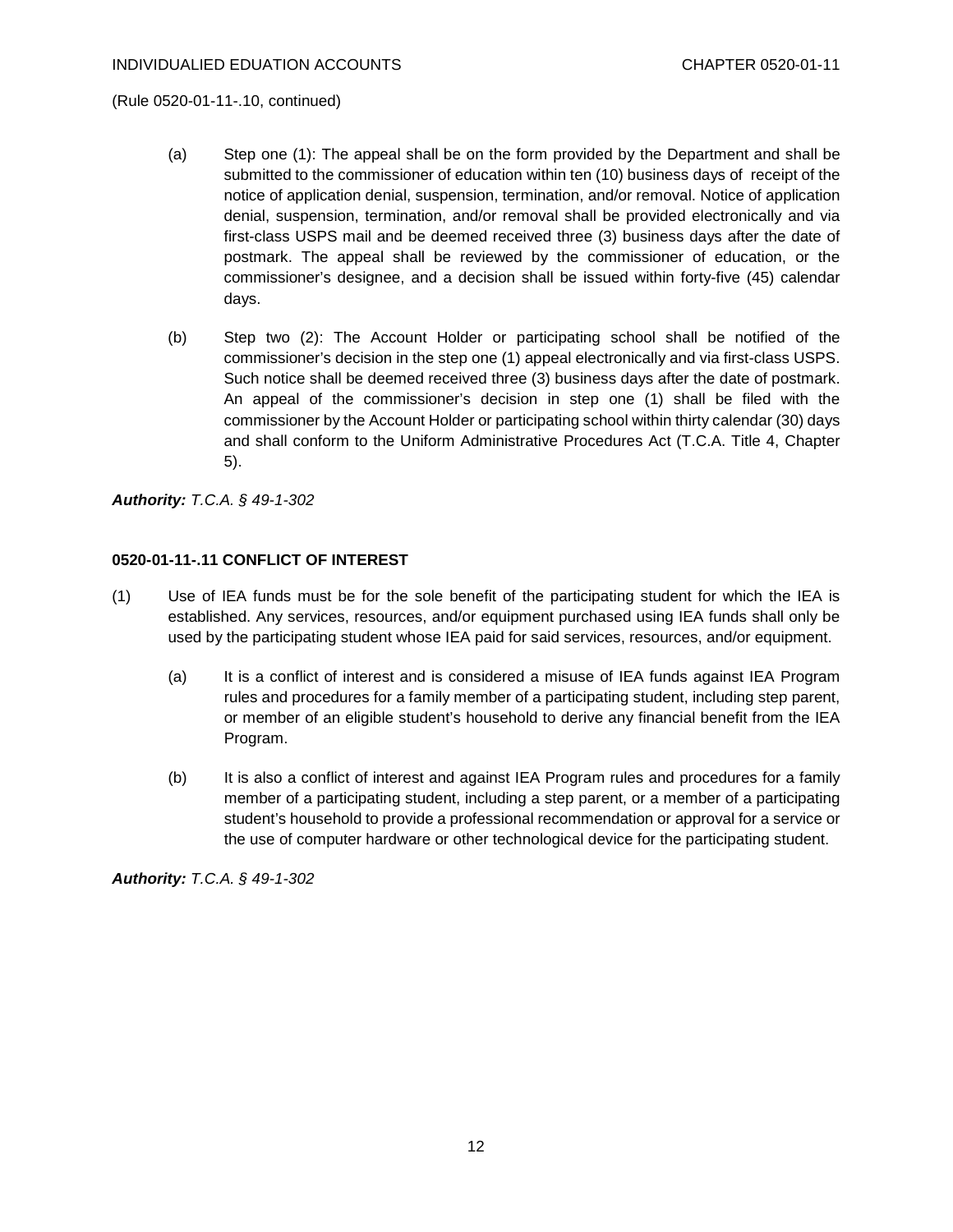(Rule 0520-01-11-.10, continued)

(a) Step one (1): The appeal shall be on the form provided by the Department and shall be submitted to the commissioner of education within ten (10) business days of receipt of the notice of application denial, suspension, termination, and/or removal. Notice of application denial, suspension, termination, and/or removal shall be provided electronically and via first-class USPS mail and be deemed received three (3) business days after the date of postmark. The appeal shall be reviewed by the commissioner of education, or the commissioner's designee, and a decision shall be issued within forty-five (45) calendar days.

(b) Step two (2): The Account Holder or participating school shall be notified of the commissioner's decision in the step one (1) appeal electronically and via first-class USPS. Such notice shall be deemed received three (3) business days after the date of postmark. An appeal of the commissioner's decision in step one (1) shall be filed with the commissioner by the Account Holder or participating school within thirty calendar (30) days and shall conform to the Uniform Administrative Procedures Act (T.C.A. Title 4, Chapter 5).

***Authority:*** *T.C.A. § 49-1-302*

**0520-01-11-.11 CONFLICT OF INTEREST**

(1) Use of IEA funds must be for the sole benefit of the participating student for which the IEA is established. Any services, resources, and/or equipment purchased using IEA funds shall only be used by the participating student whose IEA paid for said services, resources, and/or equipment.

(a) It is a conflict of interest and is considered a misuse of IEA funds against IEA Program rules and procedures for a family member of a participating student, including step parent, or member of an eligible student's household to derive any financial benefit from the IEA Program.

(b) It is also a conflict of interest and against IEA Program rules and procedures for a family member of a participating student, including a step parent, or a member of a participating student's household to provide a professional recommendation or approval for a service or the use of computer hardware or other technological device for the participating student.

***Authority:*** *T.C.A. § 49-1-302*